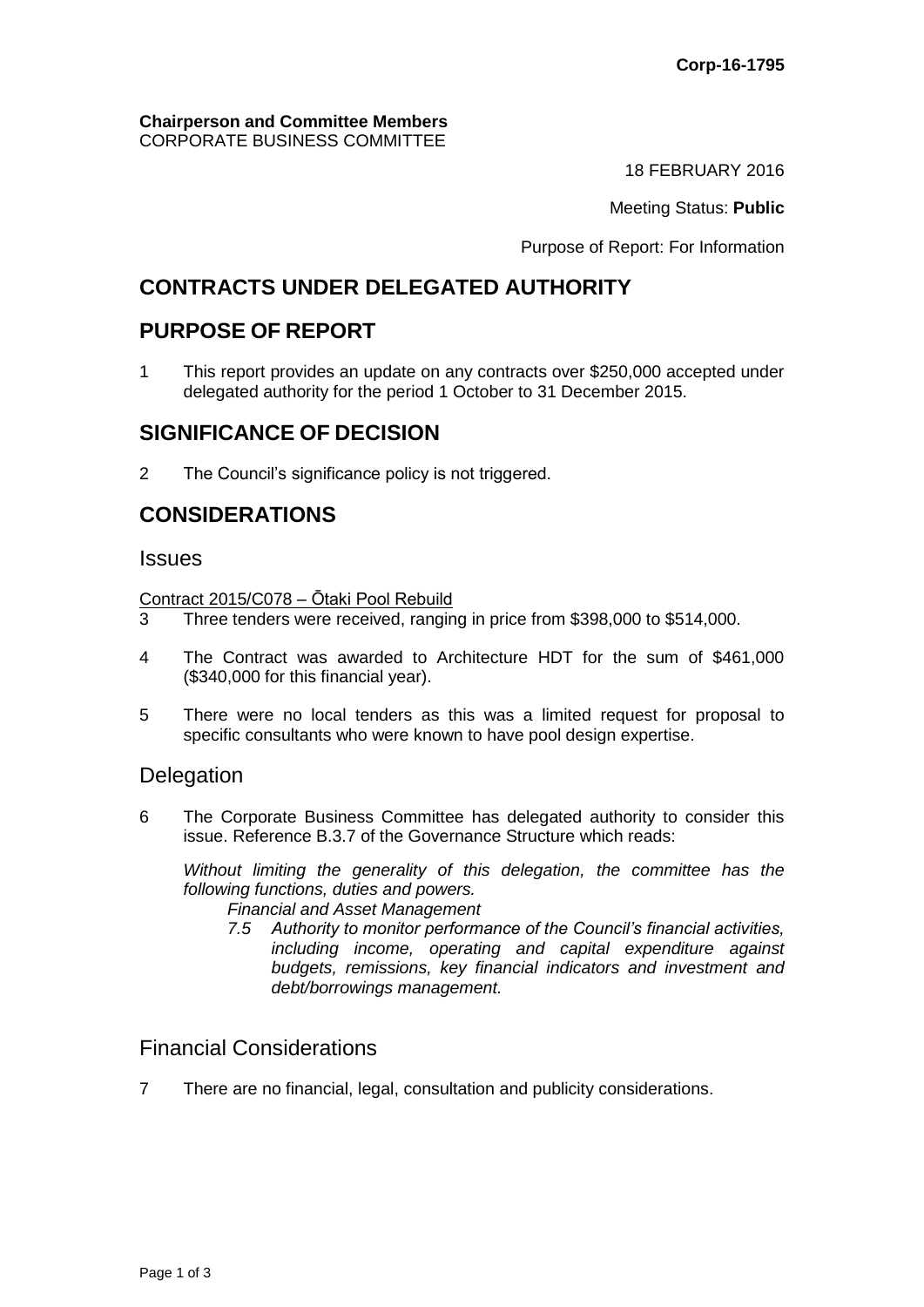Corp-16-1795

**Chairperson and Committee Members**
CORPORATE BUSINESS COMMITTEE

18 FEBRUARY 2016

Meeting Status: **Public**

Purpose of Report: For Information

# CONTRACTS UNDER DELEGATED AUTHORITY

## PURPOSE OF REPORT

1 This report provides an update on any contracts over $250,000 accepted under delegated authority for the period 1 October to 31 December 2015.

## SIGNIFICANCE OF DECISION

2 The Council's significance policy is not triggered.

## CONSIDERATIONS

### Issues

Contract 2015/C078 – Ōtaki Pool Rebuild

3 Three tenders were received, ranging in price from $398,000 to $514,000.

4 The Contract was awarded to Architecture HDT for the sum of $461,000 ($340,000 for this financial year).

5 There were no local tenders as this was a limited request for proposal to specific consultants who were known to have pool design expertise.

### Delegation

6 The Corporate Business Committee has delegated authority to consider this issue. Reference B.3.7 of the Governance Structure which reads:

*Without limiting the generality of this delegation, the committee has the following functions, duties and powers.*

*Financial and Asset Management*

*7.5 Authority to monitor performance of the Council's financial activities, including income, operating and capital expenditure against budgets, remissions, key financial indicators and investment and debt/borrowings management.*

### Financial Considerations

7 There are no financial, legal, consultation and publicity considerations.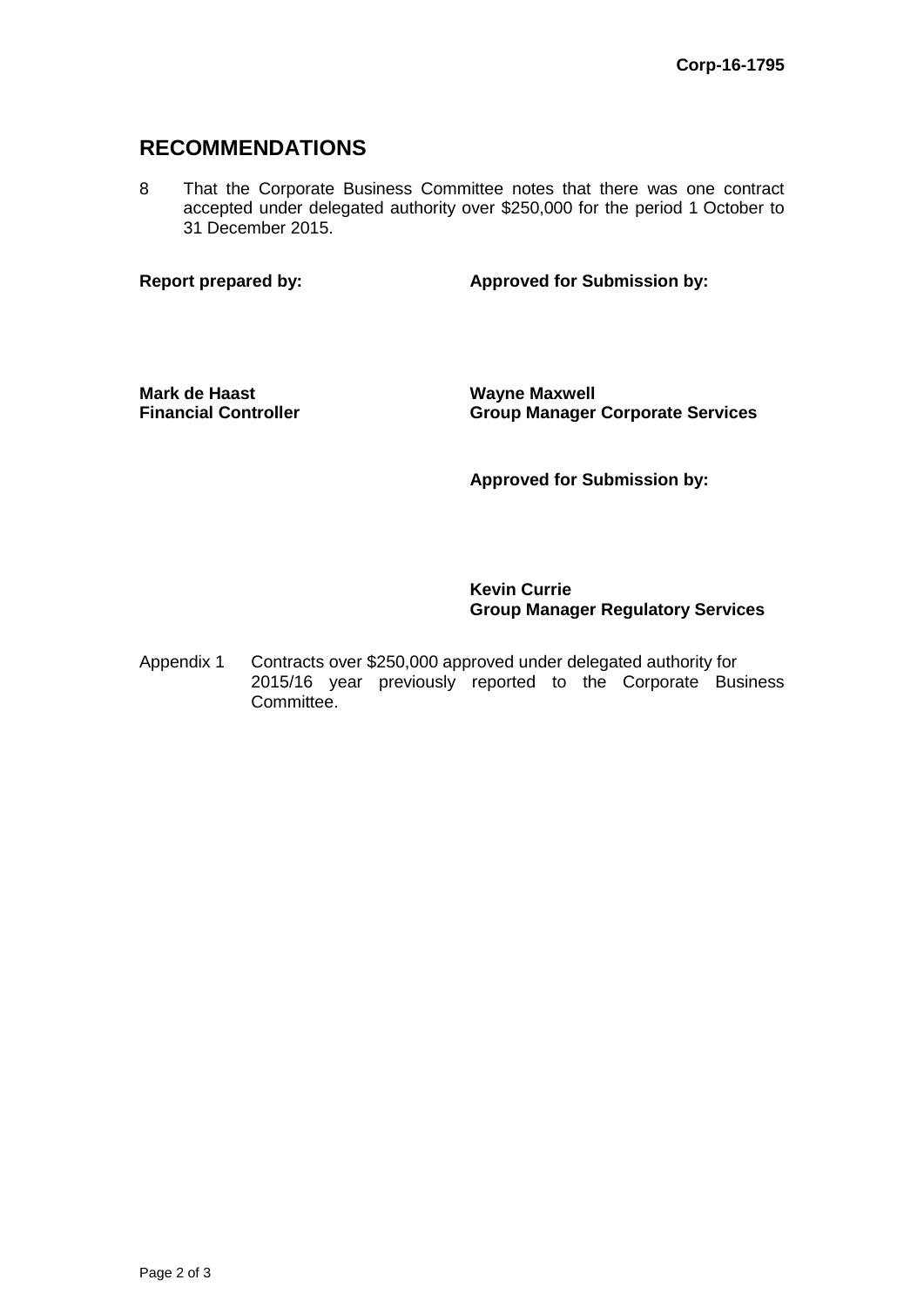## RECOMMENDATIONS

8 That the Corporate Business Committee notes that there was one contract accepted under delegated authority over $250,000 for the period 1 October to 31 December 2015.

| **Report prepared by:** | **Approved for Submission by:** |
| --- | --- |
| **Mark de Haast**<br>**Financial Controller** | **Wayne Maxwell**<br>**Group Manager Corporate Services** |
| | **Approved for Submission by:** |
| | **Kevin Currie**<br>**Group Manager Regulatory Services** |

Appendix 1 Contracts over $250,000 approved under delegated authority for 2015/16 year previously reported to the Corporate Business Committee.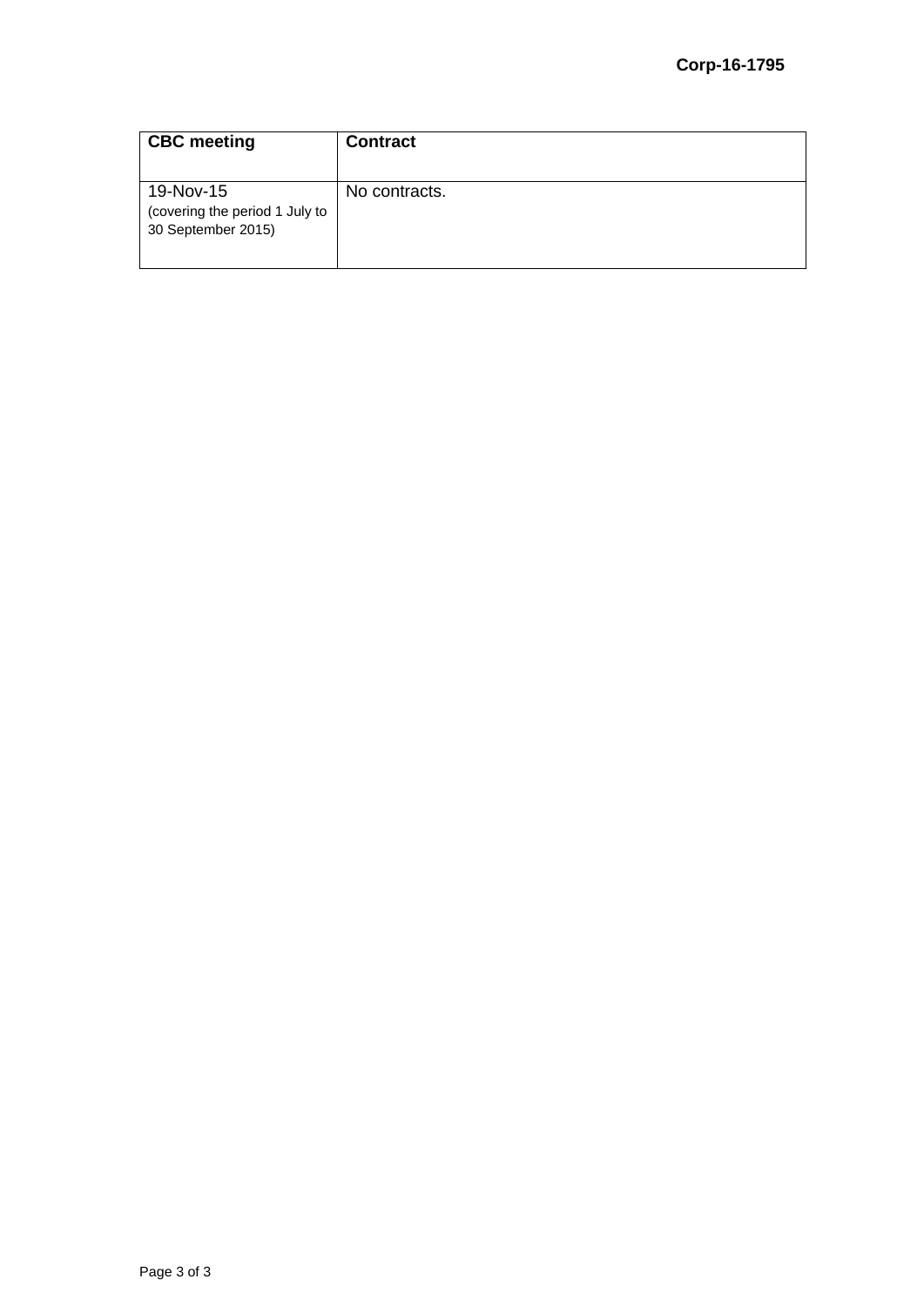| CBC meeting | Contract |
|---|---|
| 19-Nov-15 (covering the period 1 July to 30 September 2015) | No contracts. |